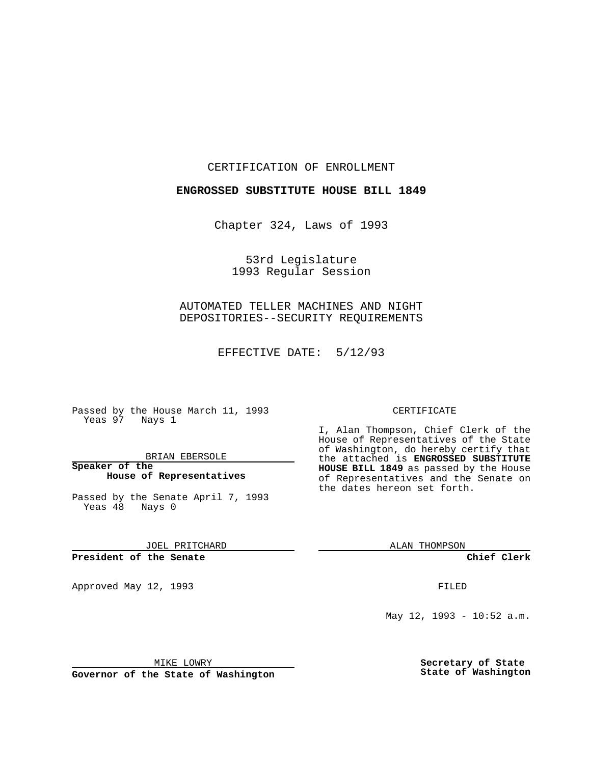CERTIFICATION OF ENROLLMENT

**ENGROSSED SUBSTITUTE HOUSE BILL 1849**

Chapter 324, Laws of 1993

53rd Legislature
1993 Regular Session

AUTOMATED TELLER MACHINES AND NIGHT DEPOSITORIES--SECURITY REQUIREMENTS

EFFECTIVE DATE: 5/12/93

Passed by the House March 11, 1993
Yeas 97 Nays 1

BRIAN EBERSOLE

**Speaker of the House of Representatives**

Passed by the Senate April 7, 1993
Yeas 48 Nays 0

JOEL PRITCHARD

**President of the Senate**

Approved May 12, 1993

MIKE LOWRY

**Governor of the State of Washington**

CERTIFICATE

I, Alan Thompson, Chief Clerk of the House of Representatives of the State of Washington, do hereby certify that the attached is **ENGROSSED SUBSTITUTE HOUSE BILL 1849** as passed by the House of Representatives and the Senate on the dates hereon set forth.

ALAN THOMPSON

**Chief Clerk**

FILED

May 12, 1993 - 10:52 a.m.

**Secretary of State**
**State of Washington**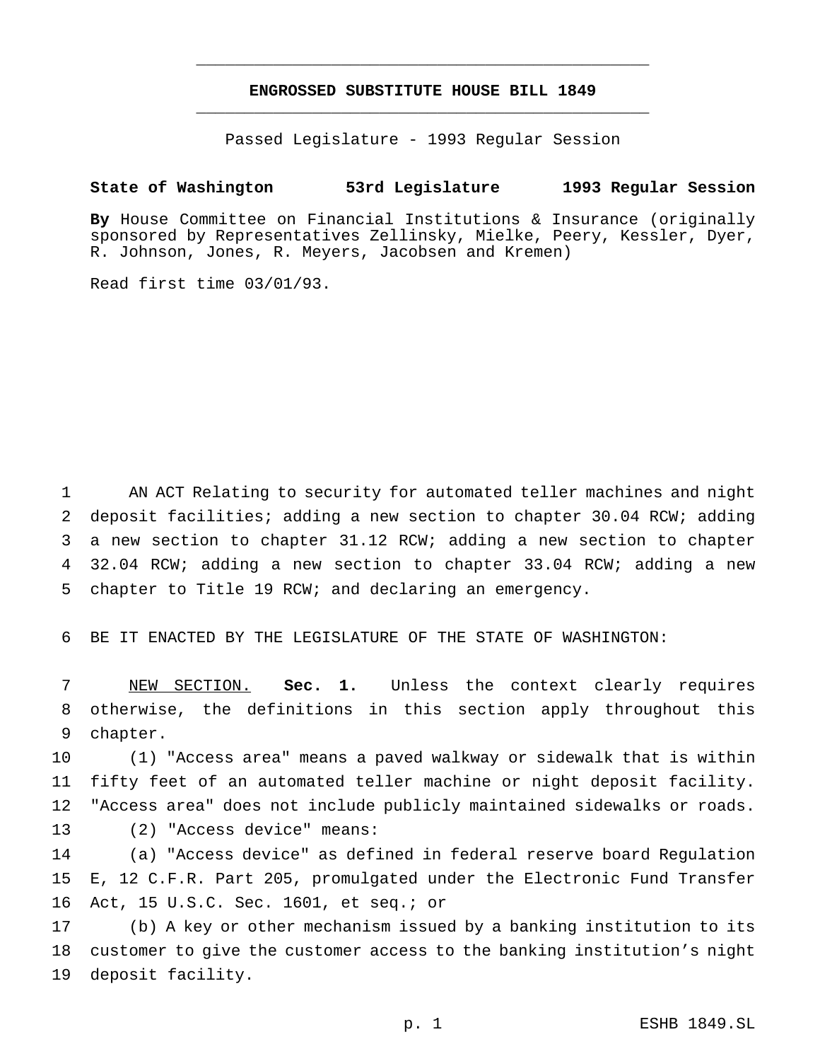# ENGROSSED SUBSTITUTE HOUSE BILL 1849

Passed Legislature - 1993 Regular Session

**State of Washington 53rd Legislature 1993 Regular Session**

**By** House Committee on Financial Institutions & Insurance (originally sponsored by Representatives Zellinsky, Mielke, Peery, Kessler, Dyer, R. Johnson, Jones, R. Meyers, Jacobsen and Kremen)

Read first time 03/01/93.

AN ACT Relating to security for automated teller machines and night deposit facilities; adding a new section to chapter 30.04 RCW; adding a new section to chapter 31.12 RCW; adding a new section to chapter 32.04 RCW; adding a new section to chapter 33.04 RCW; adding a new chapter to Title 19 RCW; and declaring an emergency.

BE IT ENACTED BY THE LEGISLATURE OF THE STATE OF WASHINGTON:

NEW SECTION. **Sec. 1.** Unless the context clearly requires otherwise, the definitions in this section apply throughout this chapter.

(1) "Access area" means a paved walkway or sidewalk that is within fifty feet of an automated teller machine or night deposit facility. "Access area" does not include publicly maintained sidewalks or roads.

(2) "Access device" means:

(a) "Access device" as defined in federal reserve board Regulation E, 12 C.F.R. Part 205, promulgated under the Electronic Fund Transfer Act, 15 U.S.C. Sec. 1601, et seq.; or

(b) A key or other mechanism issued by a banking institution to its customer to give the customer access to the banking institution's night deposit facility.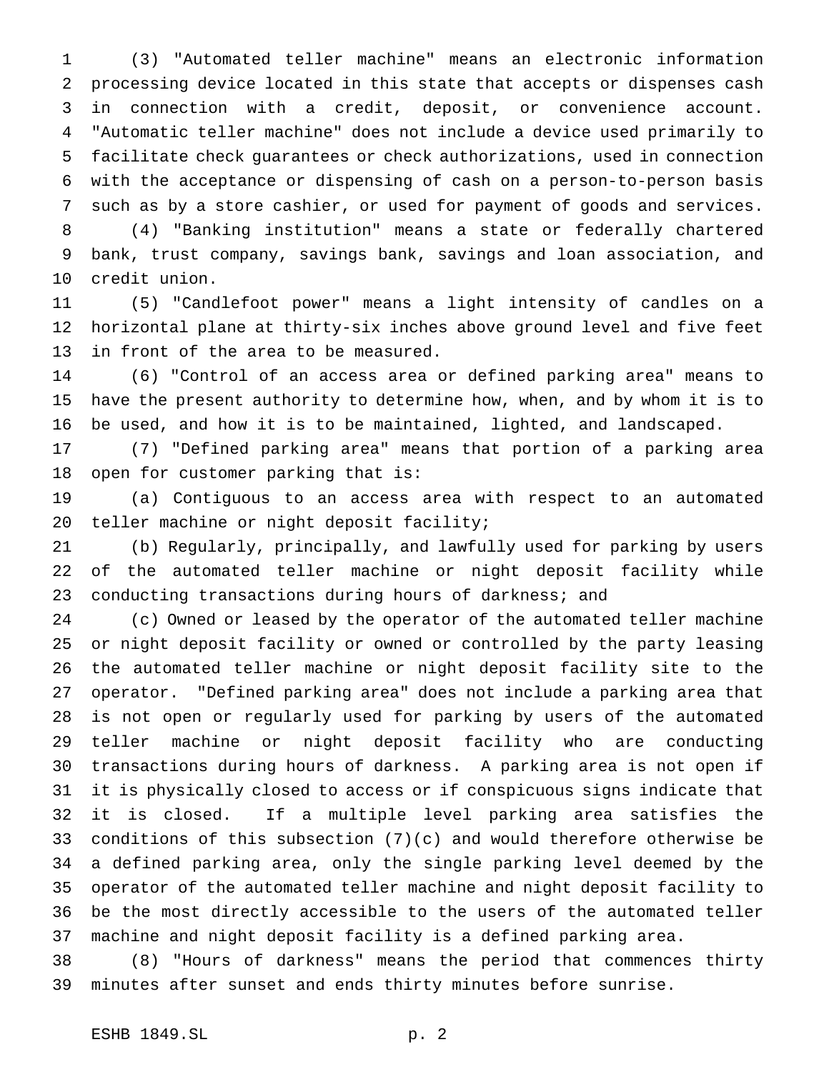(3) "Automated teller machine" means an electronic information processing device located in this state that accepts or dispenses cash in connection with a credit, deposit, or convenience account. "Automatic teller machine" does not include a device used primarily to facilitate check guarantees or check authorizations, used in connection with the acceptance or dispensing of cash on a person-to-person basis such as by a store cashier, or used for payment of goods and services.

(4) "Banking institution" means a state or federally chartered bank, trust company, savings bank, savings and loan association, and credit union.

(5) "Candlefoot power" means a light intensity of candles on a horizontal plane at thirty-six inches above ground level and five feet in front of the area to be measured.

(6) "Control of an access area or defined parking area" means to have the present authority to determine how, when, and by whom it is to be used, and how it is to be maintained, lighted, and landscaped.

(7) "Defined parking area" means that portion of a parking area open for customer parking that is:

(a) Contiguous to an access area with respect to an automated teller machine or night deposit facility;

(b) Regularly, principally, and lawfully used for parking by users of the automated teller machine or night deposit facility while conducting transactions during hours of darkness; and

(c) Owned or leased by the operator of the automated teller machine or night deposit facility or owned or controlled by the party leasing the automated teller machine or night deposit facility site to the operator. "Defined parking area" does not include a parking area that is not open or regularly used for parking by users of the automated teller machine or night deposit facility who are conducting transactions during hours of darkness. A parking area is not open if it is physically closed to access or if conspicuous signs indicate that it is closed. If a multiple level parking area satisfies the conditions of this subsection (7)(c) and would therefore otherwise be a defined parking area, only the single parking level deemed by the operator of the automated teller machine and night deposit facility to be the most directly accessible to the users of the automated teller machine and night deposit facility is a defined parking area.

(8) "Hours of darkness" means the period that commences thirty minutes after sunset and ends thirty minutes before sunrise.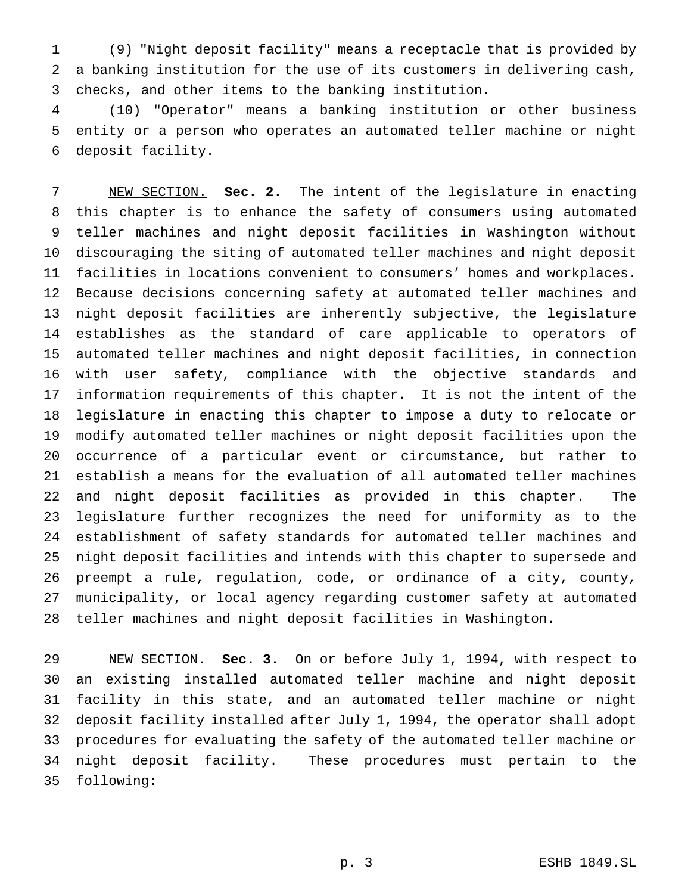(9) "Night deposit facility" means a receptacle that is provided by a banking institution for the use of its customers in delivering cash, checks, and other items to the banking institution.

(10) "Operator" means a banking institution or other business entity or a person who operates an automated teller machine or night deposit facility.

NEW SECTION. **Sec. 2.** The intent of the legislature in enacting this chapter is to enhance the safety of consumers using automated teller machines and night deposit facilities in Washington without discouraging the siting of automated teller machines and night deposit facilities in locations convenient to consumers' homes and workplaces. Because decisions concerning safety at automated teller machines and night deposit facilities are inherently subjective, the legislature establishes as the standard of care applicable to operators of automated teller machines and night deposit facilities, in connection with user safety, compliance with the objective standards and information requirements of this chapter. It is not the intent of the legislature in enacting this chapter to impose a duty to relocate or modify automated teller machines or night deposit facilities upon the occurrence of a particular event or circumstance, but rather to establish a means for the evaluation of all automated teller machines and night deposit facilities as provided in this chapter. The legislature further recognizes the need for uniformity as to the establishment of safety standards for automated teller machines and night deposit facilities and intends with this chapter to supersede and preempt a rule, regulation, code, or ordinance of a city, county, municipality, or local agency regarding customer safety at automated teller machines and night deposit facilities in Washington.

NEW SECTION. **Sec. 3.** On or before July 1, 1994, with respect to an existing installed automated teller machine and night deposit facility in this state, and an automated teller machine or night deposit facility installed after July 1, 1994, the operator shall adopt procedures for evaluating the safety of the automated teller machine or night deposit facility. These procedures must pertain to the following: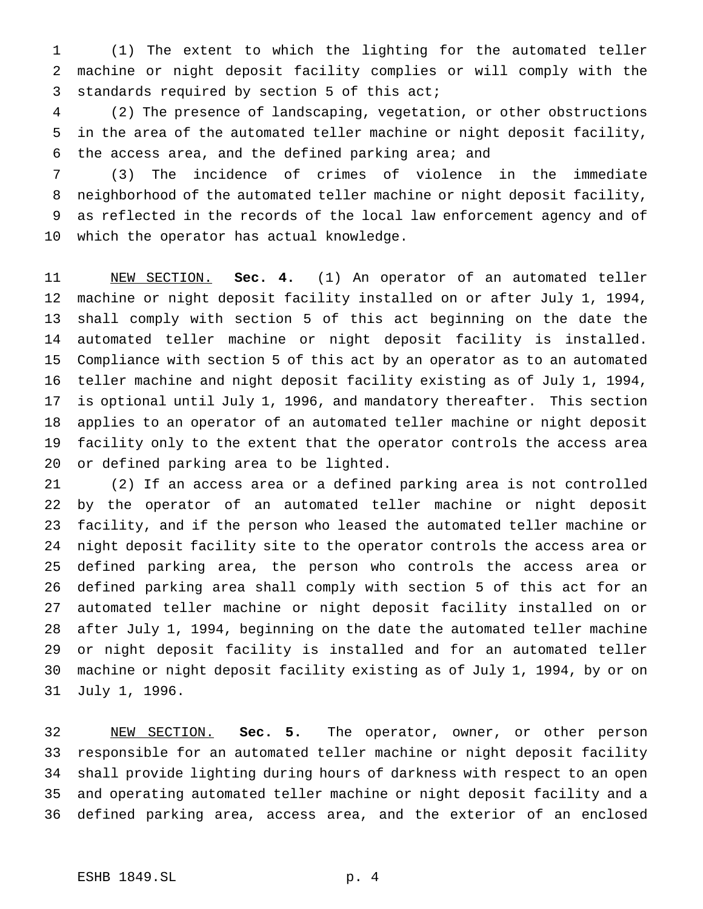(1) The extent to which the lighting for the automated teller machine or night deposit facility complies or will comply with the standards required by section 5 of this act;

(2) The presence of landscaping, vegetation, or other obstructions in the area of the automated teller machine or night deposit facility, the access area, and the defined parking area; and

(3) The incidence of crimes of violence in the immediate neighborhood of the automated teller machine or night deposit facility, as reflected in the records of the local law enforcement agency and of which the operator has actual knowledge.

NEW SECTION. **Sec. 4.** (1) An operator of an automated teller machine or night deposit facility installed on or after July 1, 1994, shall comply with section 5 of this act beginning on the date the automated teller machine or night deposit facility is installed. Compliance with section 5 of this act by an operator as to an automated teller machine and night deposit facility existing as of July 1, 1994, is optional until July 1, 1996, and mandatory thereafter. This section applies to an operator of an automated teller machine or night deposit facility only to the extent that the operator controls the access area or defined parking area to be lighted.

(2) If an access area or a defined parking area is not controlled by the operator of an automated teller machine or night deposit facility, and if the person who leased the automated teller machine or night deposit facility site to the operator controls the access area or defined parking area, the person who controls the access area or defined parking area shall comply with section 5 of this act for an automated teller machine or night deposit facility installed on or after July 1, 1994, beginning on the date the automated teller machine or night deposit facility is installed and for an automated teller machine or night deposit facility existing as of July 1, 1994, by or on July 1, 1996.

NEW SECTION. **Sec. 5.** The operator, owner, or other person responsible for an automated teller machine or night deposit facility shall provide lighting during hours of darkness with respect to an open and operating automated teller machine or night deposit facility and a defined parking area, access area, and the exterior of an enclosed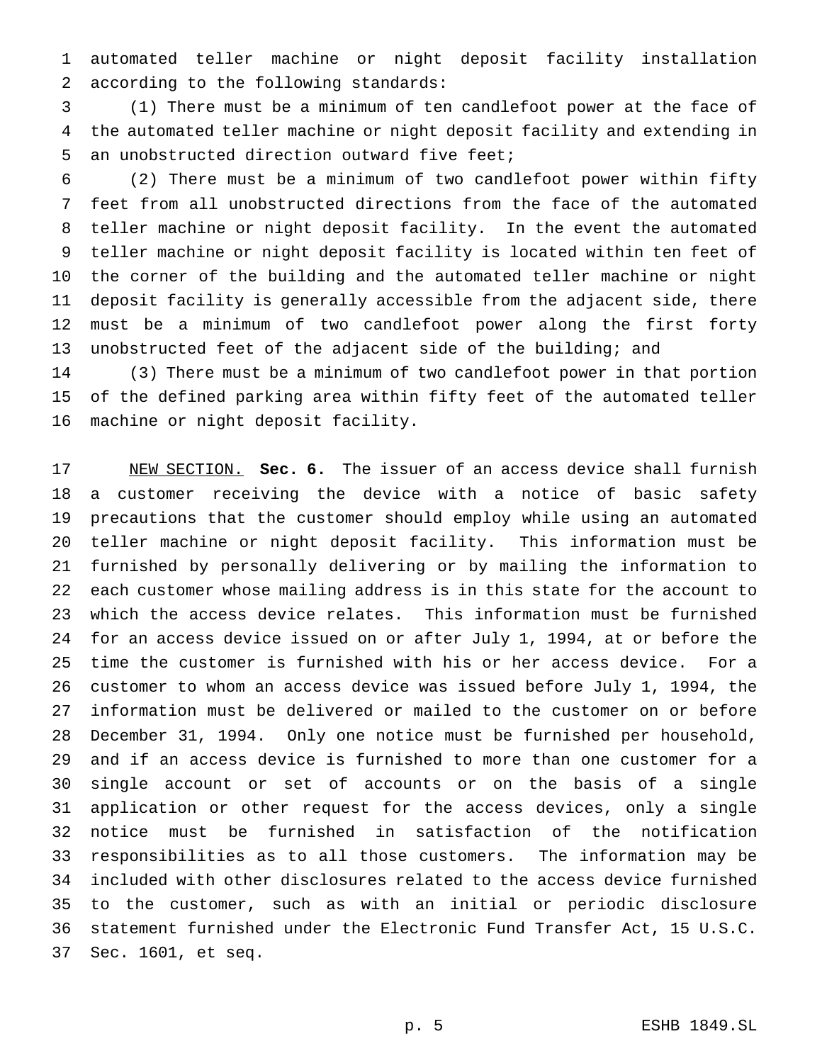automated teller machine or night deposit facility installation according to the following standards:

(1) There must be a minimum of ten candlefoot power at the face of the automated teller machine or night deposit facility and extending in an unobstructed direction outward five feet;

(2) There must be a minimum of two candlefoot power within fifty feet from all unobstructed directions from the face of the automated teller machine or night deposit facility. In the event the automated teller machine or night deposit facility is located within ten feet of the corner of the building and the automated teller machine or night deposit facility is generally accessible from the adjacent side, there must be a minimum of two candlefoot power along the first forty unobstructed feet of the adjacent side of the building; and

(3) There must be a minimum of two candlefoot power in that portion of the defined parking area within fifty feet of the automated teller machine or night deposit facility.

NEW SECTION. **Sec. 6.** The issuer of an access device shall furnish a customer receiving the device with a notice of basic safety precautions that the customer should employ while using an automated teller machine or night deposit facility. This information must be furnished by personally delivering or by mailing the information to each customer whose mailing address is in this state for the account to which the access device relates. This information must be furnished for an access device issued on or after July 1, 1994, at or before the time the customer is furnished with his or her access device. For a customer to whom an access device was issued before July 1, 1994, the information must be delivered or mailed to the customer on or before December 31, 1994. Only one notice must be furnished per household, and if an access device is furnished to more than one customer for a single account or set of accounts or on the basis of a single application or other request for the access devices, only a single notice must be furnished in satisfaction of the notification responsibilities as to all those customers. The information may be included with other disclosures related to the access device furnished to the customer, such as with an initial or periodic disclosure statement furnished under the Electronic Fund Transfer Act, 15 U.S.C. Sec. 1601, et seq.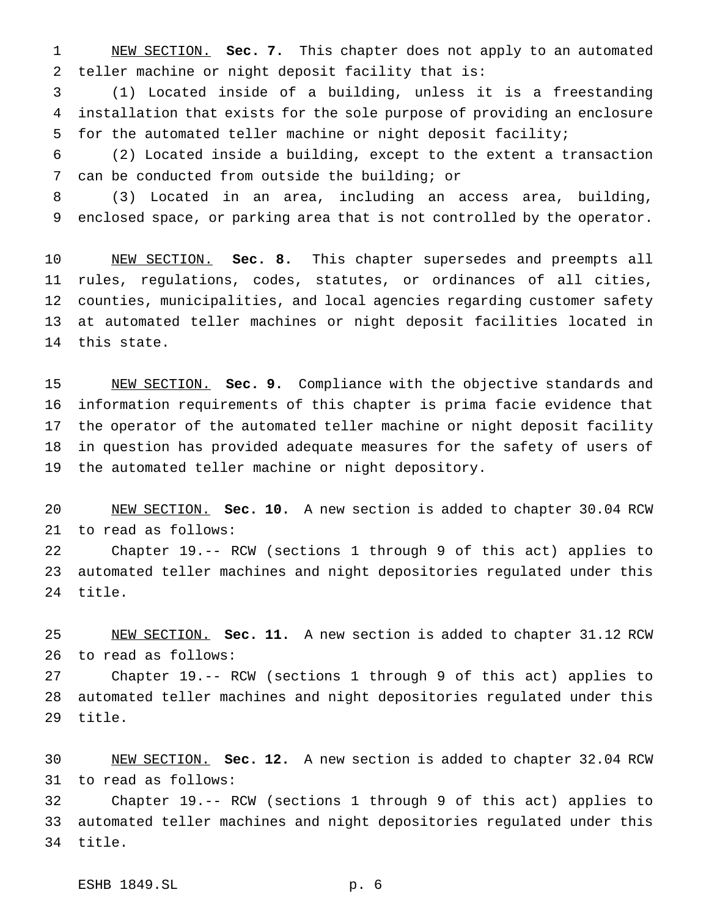NEW SECTION. **Sec. 7.** This chapter does not apply to an automated teller machine or night deposit facility that is:

(1) Located inside of a building, unless it is a freestanding installation that exists for the sole purpose of providing an enclosure for the automated teller machine or night deposit facility;

(2) Located inside a building, except to the extent a transaction can be conducted from outside the building; or

(3) Located in an area, including an access area, building, enclosed space, or parking area that is not controlled by the operator.

NEW SECTION. **Sec. 8.** This chapter supersedes and preempts all rules, regulations, codes, statutes, or ordinances of all cities, counties, municipalities, and local agencies regarding customer safety at automated teller machines or night deposit facilities located in this state.

NEW SECTION. **Sec. 9.** Compliance with the objective standards and information requirements of this chapter is prima facie evidence that the operator of the automated teller machine or night deposit facility in question has provided adequate measures for the safety of users of the automated teller machine or night depository.

NEW SECTION. **Sec. 10.** A new section is added to chapter 30.04 RCW to read as follows:

Chapter 19.-- RCW (sections 1 through 9 of this act) applies to automated teller machines and night depositories regulated under this title.

NEW SECTION. **Sec. 11.** A new section is added to chapter 31.12 RCW to read as follows:

Chapter 19.-- RCW (sections 1 through 9 of this act) applies to automated teller machines and night depositories regulated under this title.

NEW SECTION. **Sec. 12.** A new section is added to chapter 32.04 RCW to read as follows:

Chapter 19.-- RCW (sections 1 through 9 of this act) applies to automated teller machines and night depositories regulated under this title.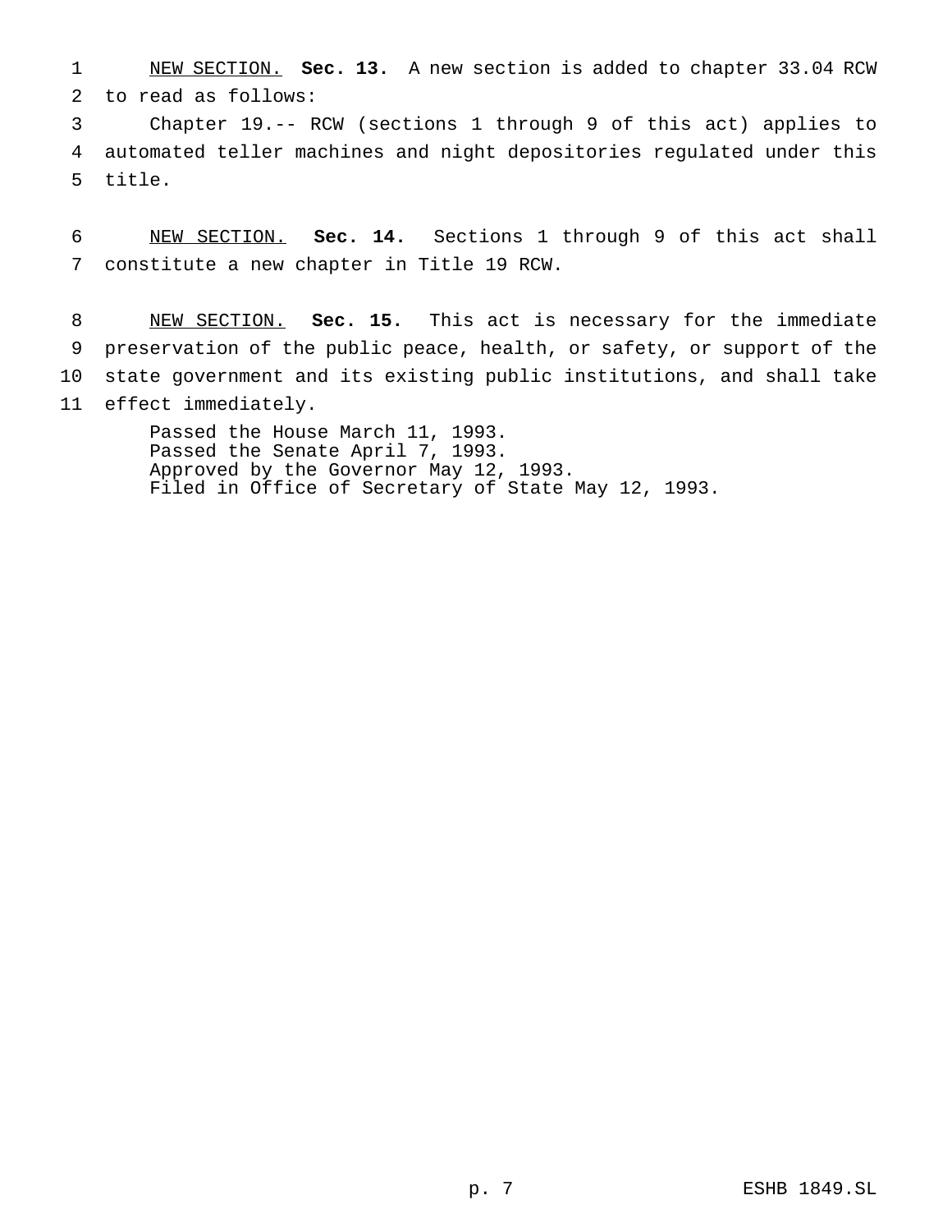NEW SECTION. **Sec. 13.** A new section is added to chapter 33.04 RCW to read as follows:

Chapter 19.-- RCW (sections 1 through 9 of this act) applies to automated teller machines and night depositories regulated under this title.

NEW SECTION. **Sec. 14.** Sections 1 through 9 of this act shall constitute a new chapter in Title 19 RCW.

NEW SECTION. **Sec. 15.** This act is necessary for the immediate preservation of the public peace, health, or safety, or support of the state government and its existing public institutions, and shall take effect immediately.

Passed the House March 11, 1993.
Passed the Senate April 7, 1993.
Approved by the Governor May 12, 1993.
Filed in Office of Secretary of State May 12, 1993.